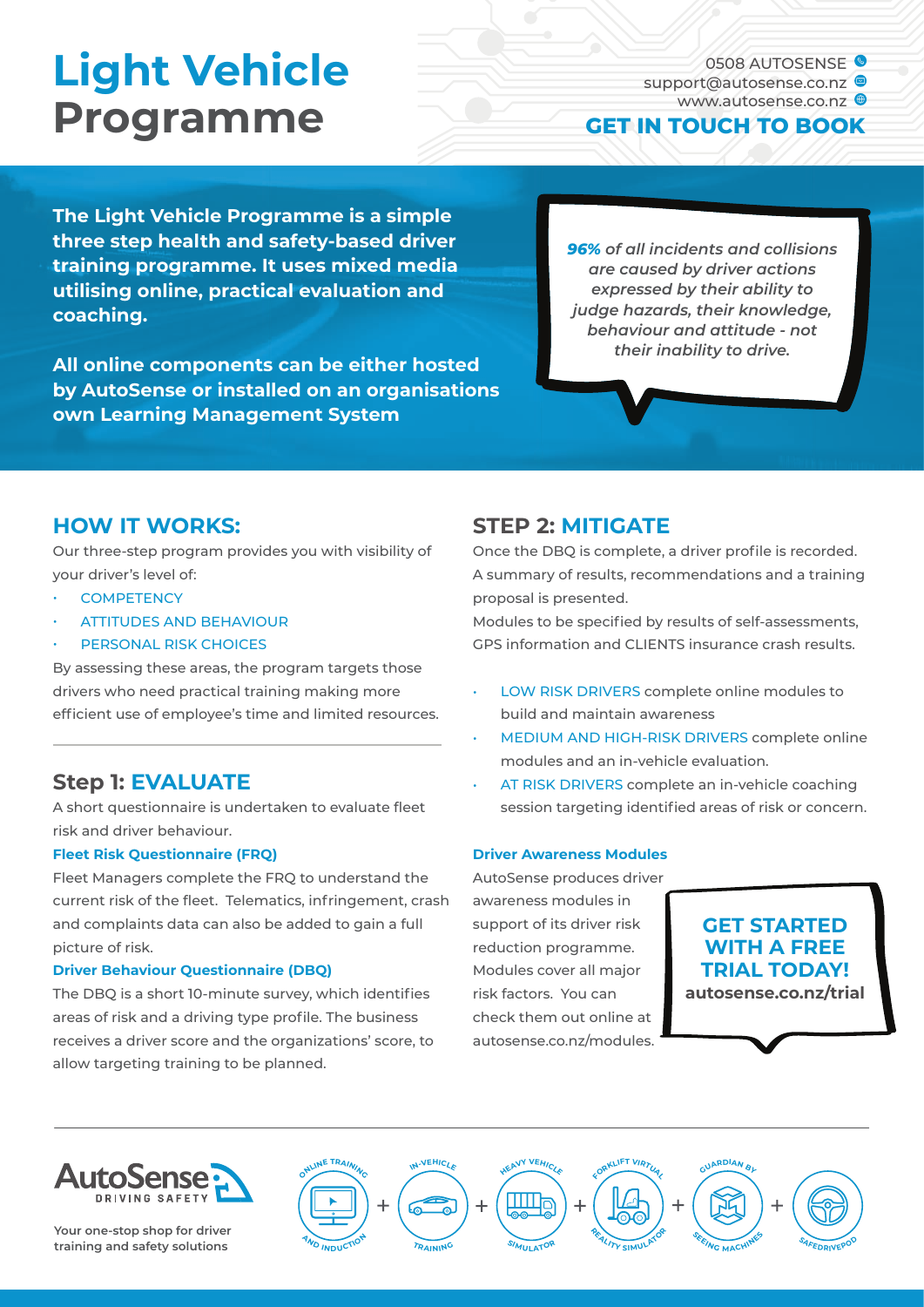# Light Vehicle Programme

0508 AUTOSENSE
support@autosense.co.nz
www.autosense.co.nz

**GET IN TOUCH TO BOOK**

**The Light Vehicle Programme is a simple three step health and safety-based driver training programme. It uses mixed media utilising online, practical evaluation and coaching.**

**All online components can be either hosted by AutoSense or installed on an organisations own Learning Management System**

> ***96%** of all incidents and collisions are caused by driver actions expressed by their ability to judge hazards, their knowledge, behaviour and attitude - not their inability to drive.*

## HOW IT WORKS:

Our three-step program provides you with visibility of your driver's level of:

- COMPETENCY
- ATTITUDES AND BEHAVIOUR
- PERSONAL RISK CHOICES

By assessing these areas, the program targets those drivers who need practical training making more efficient use of employee's time and limited resources.

## Step 1: EVALUATE

A short questionnaire is undertaken to evaluate fleet risk and driver behaviour.

### Fleet Risk Questionnaire (FRQ)

Fleet Managers complete the FRQ to understand the current risk of the fleet. Telematics, infringement, crash and complaints data can also be added to gain a full picture of risk.

### Driver Behaviour Questionnaire (DBQ)

The DBQ is a short 10-minute survey, which identifies areas of risk and a driving type profile. The business receives a driver score and the organizations' score, to allow targeting training to be planned.

## STEP 2: MITIGATE

Once the DBQ is complete, a driver profile is recorded. A summary of results, recommendations and a training proposal is presented.

Modules to be specified by results of self-assessments, GPS information and CLIENTS insurance crash results.

- LOW RISK DRIVERS complete online modules to build and maintain awareness
- MEDIUM AND HIGH-RISK DRIVERS complete online modules and an in-vehicle evaluation.
- AT RISK DRIVERS complete an in-vehicle coaching session targeting identified areas of risk or concern.

### Driver Awareness Modules

AutoSense produces driver awareness modules in support of its driver risk reduction programme. Modules cover all major risk factors. You can check them out online at autosense.co.nz/modules.

**GET STARTED WITH A FREE TRIAL TODAY!**
**autosense.co.nz/trial**

AutoSense DRIVING SAFETY

**Your one-stop shop for driver training and safety solutions**

ONLINE TRAINING AND INDUCTION + IN-VEHICLE TRAINING + HEAVY VEHICLE SIMULATOR + FORKLIFT VIRTUAL REALITY SIMULATOR + GUARDIAN BY SEEING MACHINES + SAFEDRIVEPOD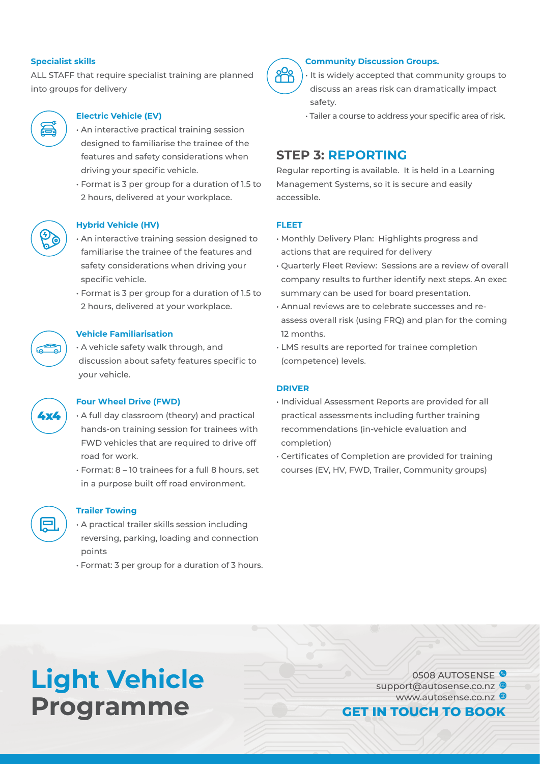### Specialist skills

ALL STAFF that require specialist training are planned into groups for delivery

#### Electric Vehicle (EV)

- An interactive practical training session designed to familiarise the trainee of the features and safety considerations when driving your specific vehicle.
- Format is 3 per group for a duration of 1.5 to 2 hours, delivered at your workplace.

#### Hybrid Vehicle (HV)

- An interactive training session designed to familiarise the trainee of the features and safety considerations when driving your specific vehicle.
- Format is 3 per group for a duration of 1.5 to 2 hours, delivered at your workplace.

#### Vehicle Familiarisation

- A vehicle safety walk through, and discussion about safety features specific to your vehicle.

#### Four Wheel Drive (FWD)

4x4

- A full day classroom (theory) and practical hands-on training session for trainees with FWD vehicles that are required to drive off road for work.
- Format: 8 – 10 trainees for a full 8 hours, set in a purpose built off road environment.

#### Trailer Towing

- A practical trailer skills session including reversing, parking, loading and connection points
- Format: 3 per group for a duration of 3 hours.

#### Community Discussion Groups.

- It is widely accepted that community groups to discuss an areas risk can dramatically impact safety.
- Tailer a course to address your specific area of risk.

## STEP 3: REPORTING

Regular reporting is available. It is held in a Learning Management Systems, so it is secure and easily accessible.

### FLEET

- Monthly Delivery Plan: Highlights progress and actions that are required for delivery
- Quarterly Fleet Review: Sessions are a review of overall company results to further identify next steps. An exec summary can be used for board presentation.
- Annual reviews are to celebrate successes and re-assess overall risk (using FRQ) and plan for the coming 12 months.
- LMS results are reported for trainee completion (competence) levels.

### DRIVER

- Individual Assessment Reports are provided for all practical assessments including further training recommendations (in-vehicle evaluation and completion)
- Certificates of Completion are provided for training courses (EV, HV, FWD, Trailer, Community groups)

# Light Vehicle Programme

0508 AUTOSENSE
support@autosense.co.nz
www.autosense.co.nz

**GET IN TOUCH TO BOOK**